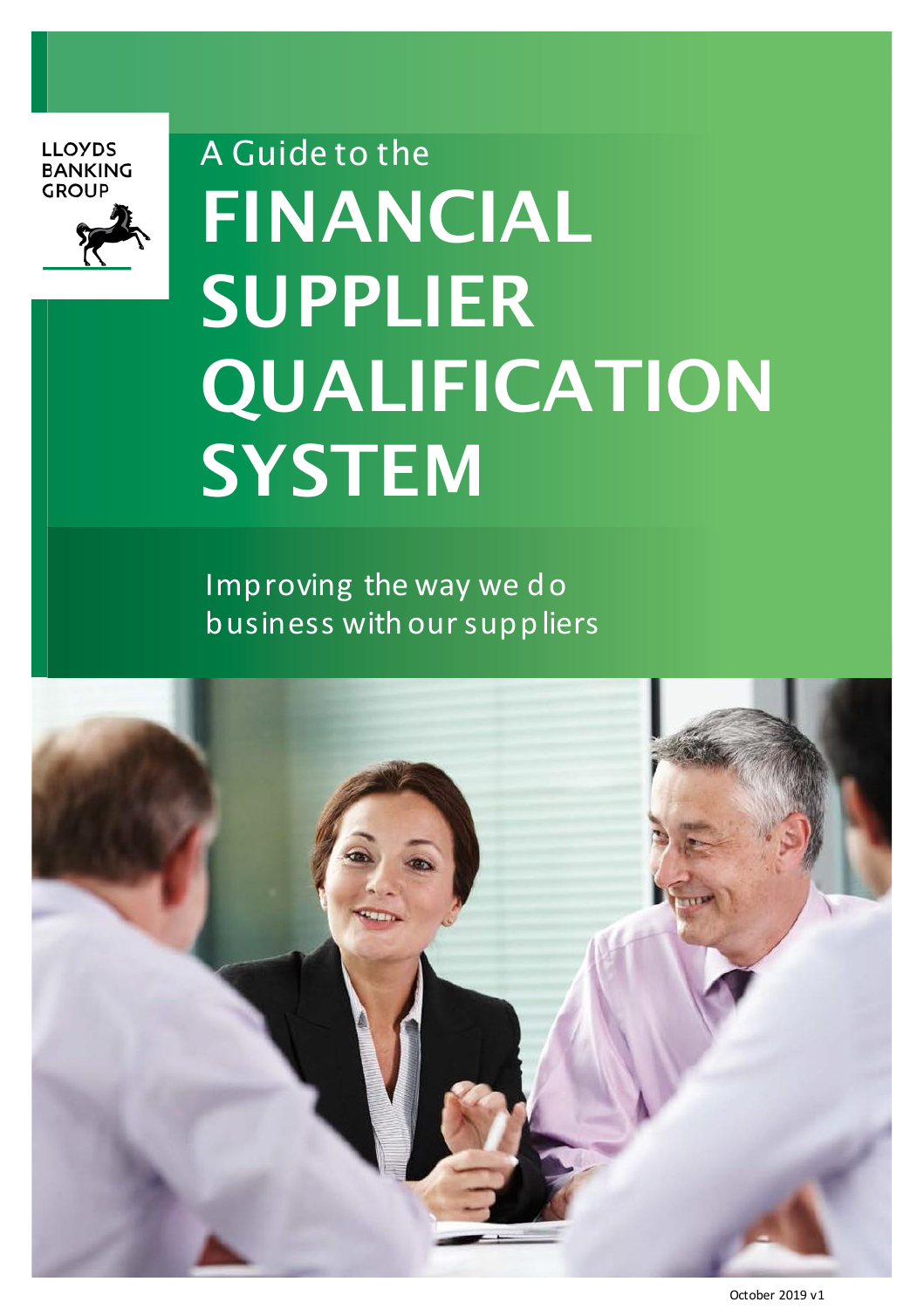LLOYDS BANKING GROUP

A Guide to the

# FINANCIAL SUPPLIER QUALIFICATION SYSTEM

Improving the way we do business with our suppliers

October 2019 v1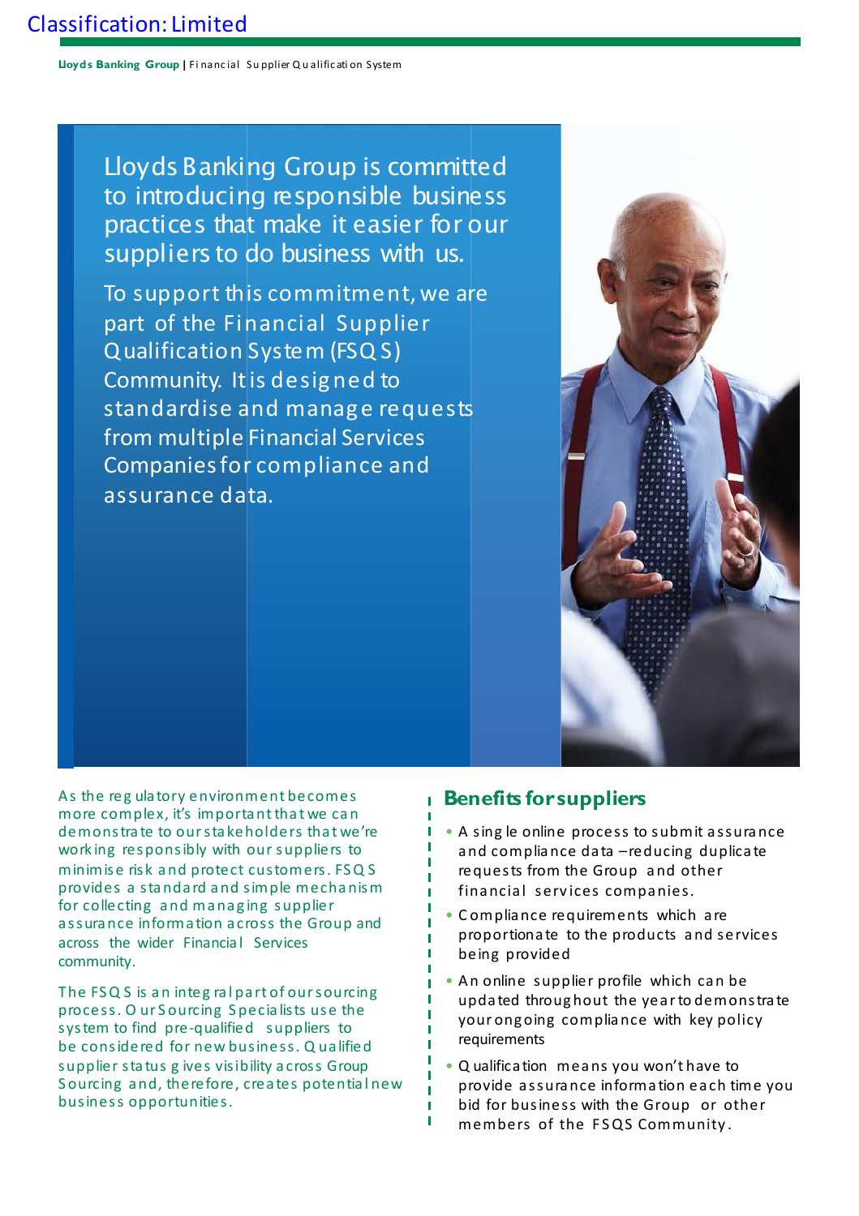Classification: Limited

Lloyds Banking Group is committed to introducing responsible business practices that make it easier for our suppliers to do business with us.

To support this commitment, we are part of the Financial Supplier Qualification System (FSQS) Community. It is designed to standardise and manage requests from multiple Financial Services Companies for compliance and assurance data.

As the regulatory environment becomes more complex, it's important that we can demonstrate to our stakeholders that we're working responsibly with our suppliers to minimise risk and protect customers. FSQS provides a standard and simple mechanism for collecting and managing supplier assurance information across the Group and across the wider Financial Services community.

The FSQS is an integral part of our sourcing process. Our Sourcing Specialists use the system to find pre-qualified suppliers to be considered for new business. Qualified supplier status gives visibility across Group Sourcing and, therefore, creates potential new business opportunities.

## Benefits for suppliers

- A single online process to submit assurance and compliance data – reducing duplicate requests from the Group and other financial services companies.
- Compliance requirements which are proportionate to the products and services being provided
- An online supplier profile which can be updated throughout the year to demonstrate your ongoing compliance with key policy requirements
- Qualification means you won't have to provide assurance information each time you bid for business with the Group or other members of the FSQS Community.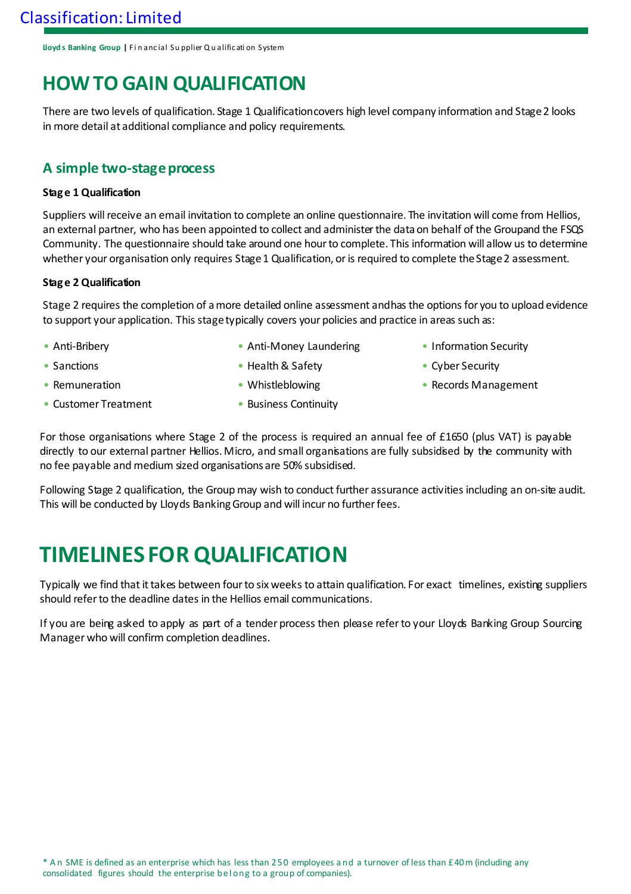# HOW TO GAIN QUALIFICATION

There are two levels of qualification. Stage 1 Qualification covers high level company information and Stage 2 looks in more detail at additional compliance and policy requirements.

## A simple two-stage process

**Stage 1 Qualification**

Suppliers will receive an email invitation to complete an online questionnaire. The invitation will come from Hellios, an external partner, who has been appointed to collect and administer the data on behalf of the Group and the FSQS Community. The questionnaire should take around one hour to complete. This information will allow us to determine whether your organisation only requires Stage 1 Qualification, or is required to complete the Stage 2 assessment.

**Stage 2 Qualification**

Stage 2 requires the completion of a more detailed online assessment and has the options for you to upload evidence to support your application. This stage typically covers your policies and practice in areas such as:

- Anti-Bribery
- Sanctions
- Remuneration
- Customer Treatment
- Anti-Money Laundering
- Health & Safety
- Whistleblowing
- Business Continuity
- Information Security
- Cyber Security
- Records Management

For those organisations where Stage 2 of the process is required an annual fee of £1650 (plus VAT) is payable directly to our external partner Hellios. Micro, and small organisations are fully subsidised by the community with no fee payable and medium sized organisations are 50% subsidised.

Following Stage 2 qualification, the Group may wish to conduct further assurance activities including an on-site audit. This will be conducted by Lloyds Banking Group and will incur no further fees.

# TIMELINES FOR QUALIFICATION

Typically we find that it takes between four to six weeks to attain qualification. For exact timelines, existing suppliers should refer to the deadline dates in the Hellios email communications.

If you are being asked to apply as part of a tender process then please refer to your Lloyds Banking Group Sourcing Manager who will confirm completion deadlines.

* An SME is defined as an enterprise which has less than 250 employees and a turnover of less than £40m (including any consolidated figures should the enterprise belong to a group of companies).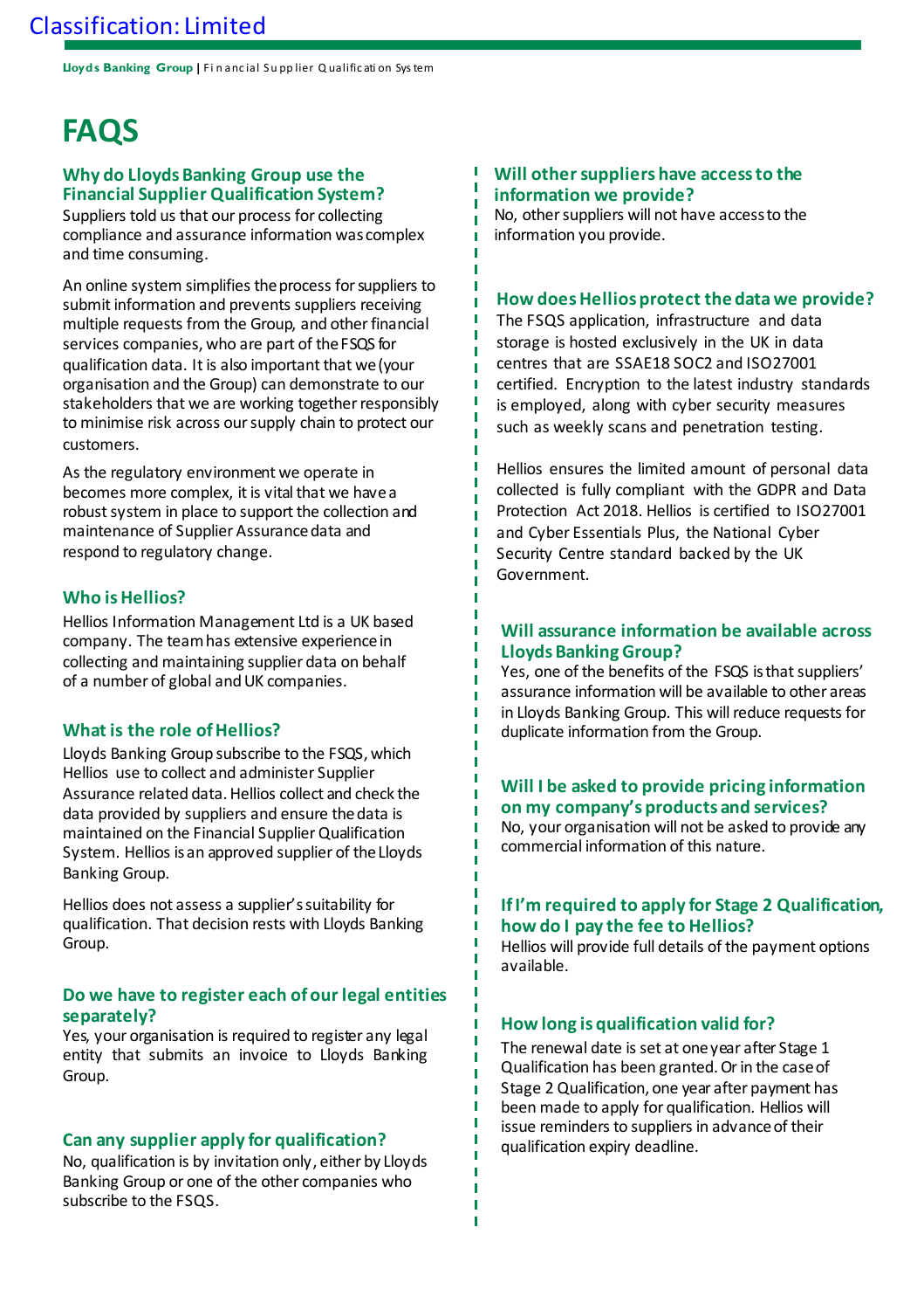# FAQS

### Why do Lloyds Banking Group use the Financial Supplier Qualification System?

Suppliers told us that our process for collecting compliance and assurance information was complex and time consuming.

An online system simplifies the process for suppliers to submit information and prevents suppliers receiving multiple requests from the Group, and other financial services companies, who are part of the FSQS for qualification data. It is also important that we (your organisation and the Group) can demonstrate to our stakeholders that we are working together responsibly to minimise risk across our supply chain to protect our customers.

As the regulatory environment we operate in becomes more complex, it is vital that we have a robust system in place to support the collection and maintenance of Supplier Assurance data and respond to regulatory change.

### Who is Hellios?

Hellios Information Management Ltd is a UK based company. The team has extensive experience in collecting and maintaining supplier data on behalf of a number of global and UK companies.

### What is the role of Hellios?

Lloyds Banking Group subscribe to the FSQS, which Hellios use to collect and administer Supplier Assurance related data. Hellios collect and check the data provided by suppliers and ensure the data is maintained on the Financial Supplier Qualification System. Hellios is an approved supplier of the Lloyds Banking Group.

Hellios does not assess a supplier's suitability for qualification. That decision rests with Lloyds Banking Group.

### Do we have to register each of our legal entities separately?

Yes, your organisation is required to register any legal entity that submits an invoice to Lloyds Banking Group.

### Can any supplier apply for qualification?

No, qualification is by invitation only, either by Lloyds Banking Group or one of the other companies who subscribe to the FSQS.

### Will other suppliers have access to the information we provide?

No, other suppliers will not have access to the information you provide.

### How does Hellios protect the data we provide?

The FSQS application, infrastructure and data storage is hosted exclusively in the UK in data centres that are SSAE18 SOC2 and ISO27001 certified. Encryption to the latest industry standards is employed, along with cyber security measures such as weekly scans and penetration testing.

Hellios ensures the limited amount of personal data collected is fully compliant with the GDPR and Data Protection Act 2018. Hellios is certified to ISO27001 and Cyber Essentials Plus, the National Cyber Security Centre standard backed by the UK Government.

### Will assurance information be available across Lloyds Banking Group?

Yes, one of the benefits of the FSQS is that suppliers' assurance information will be available to other areas in Lloyds Banking Group. This will reduce requests for duplicate information from the Group.

### Will I be asked to provide pricing information on my company's products and services?

No, your organisation will not be asked to provide any commercial information of this nature.

### If I'm required to apply for Stage 2 Qualification, how do I pay the fee to Hellios?

Hellios will provide full details of the payment options available.

### How long is qualification valid for?

The renewal date is set at one year after Stage 1 Qualification has been granted. Or in the case of Stage 2 Qualification, one year after payment has been made to apply for qualification. Hellios will issue reminders to suppliers in advance of their qualification expiry deadline.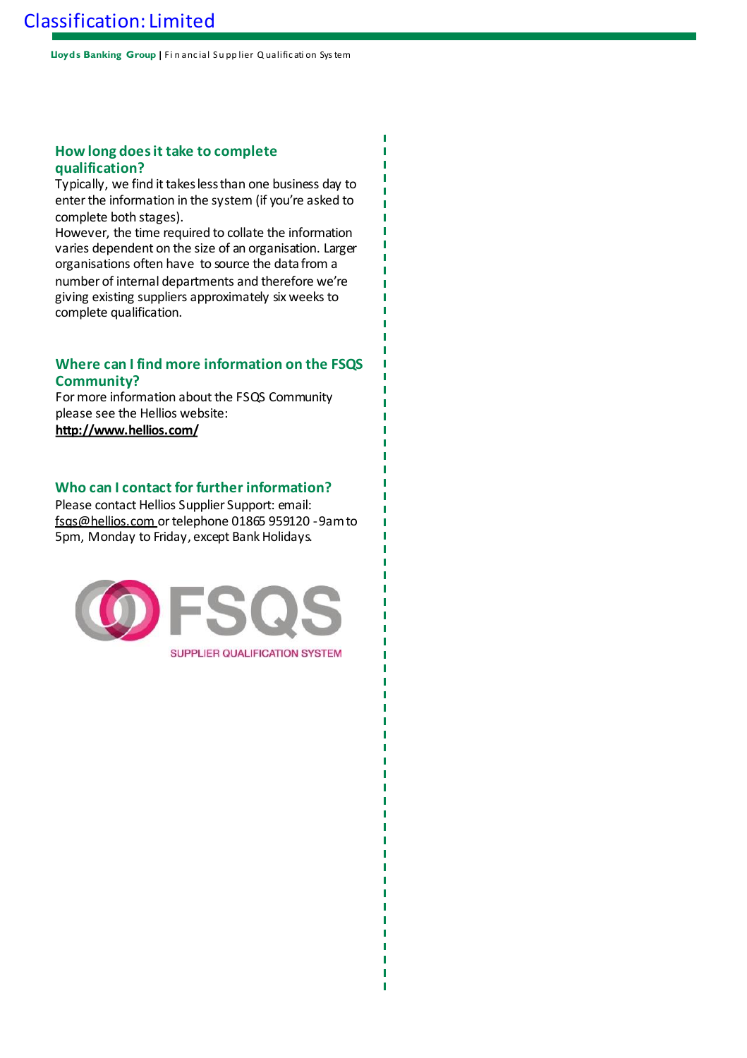## How long does it take to complete qualification?

Typically, we find it takes less than one business day to enter the information in the system (if you're asked to complete both stages).

However, the time required to collate the information varies dependent on the size of an organisation. Larger organisations often have to source the data from a number of internal departments and therefore we're giving existing suppliers approximately six weeks to complete qualification.

## Where can I find more information on the FSQS Community?

For more information about the FSQS Community please see the Hellios website:
**http://www.hellios.com/**

## Who can I contact for further information?

Please contact Hellios Supplier Support: email: fsqs@hellios.com or telephone 01865 959120 - 9am to 5pm, Monday to Friday, except Bank Holidays.

FSQS

SUPPLIER QUALIFICATION SYSTEM